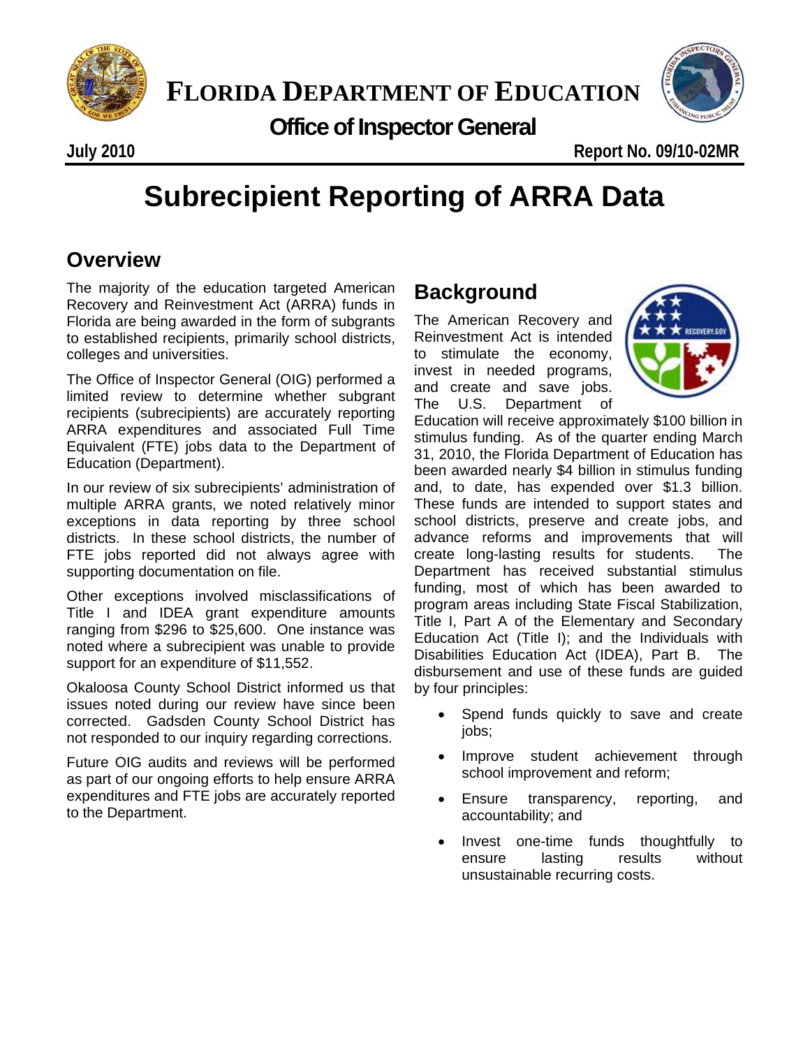# FLORIDA DEPARTMENT OF EDUCATION

## Office of Inspector General

July 2010 Report No. 09/10-02MR

# Subrecipient Reporting of ARRA Data

## Overview

The majority of the education targeted American Recovery and Reinvestment Act (ARRA) funds in Florida are being awarded in the form of subgrants to established recipients, primarily school districts, colleges and universities.

The Office of Inspector General (OIG) performed a limited review to determine whether subgrant recipients (subrecipients) are accurately reporting ARRA expenditures and associated Full Time Equivalent (FTE) jobs data to the Department of Education (Department).

In our review of six subrecipients' administration of multiple ARRA grants, we noted relatively minor exceptions in data reporting by three school districts. In these school districts, the number of FTE jobs reported did not always agree with supporting documentation on file.

Other exceptions involved misclassifications of Title I and IDEA grant expenditure amounts ranging from $296 to $25,600. One instance was noted where a subrecipient was unable to provide support for an expenditure of $11,552.

Okaloosa County School District informed us that issues noted during our review have since been corrected. Gadsden County School District has not responded to our inquiry regarding corrections.

Future OIG audits and reviews will be performed as part of our ongoing efforts to help ensure ARRA expenditures and FTE jobs are accurately reported to the Department.

## Background

The American Recovery and Reinvestment Act is intended to stimulate the economy, invest in needed programs, and create and save jobs. The U.S. Department of Education will receive approximately $100 billion in stimulus funding. As of the quarter ending March 31, 2010, the Florida Department of Education has been awarded nearly $4 billion in stimulus funding and, to date, has expended over $1.3 billion. These funds are intended to support states and school districts, preserve and create jobs, and advance reforms and improvements that will create long-lasting results for students. The Department has received substantial stimulus funding, most of which has been awarded to program areas including State Fiscal Stabilization, Title I, Part A of the Elementary and Secondary Education Act (Title I); and the Individuals with Disabilities Education Act (IDEA), Part B. The disbursement and use of these funds are guided by four principles:

- Spend funds quickly to save and create jobs;
- Improve student achievement through school improvement and reform;
- Ensure transparency, reporting, and accountability; and
- Invest one-time funds thoughtfully to ensure lasting results without unsustainable recurring costs.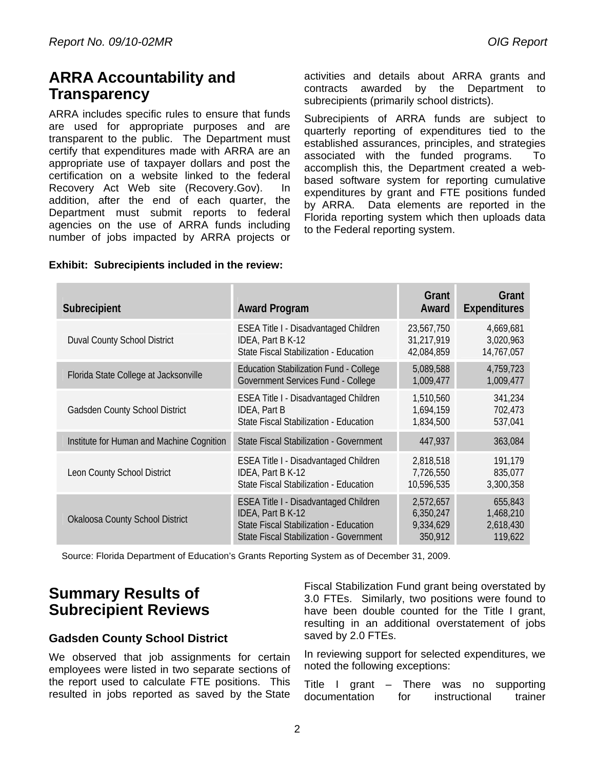## ARRA Accountability and Transparency

ARRA includes specific rules to ensure that funds are used for appropriate purposes and are transparent to the public. The Department must certify that expenditures made with ARRA are an appropriate use of taxpayer dollars and post the certification on a website linked to the federal Recovery Act Web site (Recovery.Gov). In addition, after the end of each quarter, the Department must submit reports to federal agencies on the use of ARRA funds including number of jobs impacted by ARRA projects or activities and details about ARRA grants and contracts awarded by the Department to subrecipients (primarily school districts).

Subrecipients of ARRA funds are subject to quarterly reporting of expenditures tied to the established assurances, principles, and strategies associated with the funded programs. To accomplish this, the Department created a web-based software system for reporting cumulative expenditures by grant and FTE positions funded by ARRA. Data elements are reported in the Florida reporting system which then uploads data to the Federal reporting system.

**Exhibit: Subrecipients included in the review:**

| Subrecipient | Award Program | Grant Award | Grant Expenditures |
|---|---|---|---|
| Duval County School District | ESEA Title I - Disadvantaged Children | 23,567,750 | 4,669,681 |
| | IDEA, Part B K-12 | 31,217,919 | 3,020,963 |
| | State Fiscal Stabilization - Education | 42,084,859 | 14,767,057 |
| Florida State College at Jacksonville | Education Stabilization Fund - College | 5,089,588 | 4,759,723 |
| | Government Services Fund - College | 1,009,477 | 1,009,477 |
| Gadsden County School District | ESEA Title I - Disadvantaged Children | 1,510,560 | 341,234 |
| | IDEA, Part B | 1,694,159 | 702,473 |
| | State Fiscal Stabilization - Education | 1,834,500 | 537,041 |
| Institute for Human and Machine Cognition | State Fiscal Stabilization - Government | 447,937 | 363,084 |
| Leon County School District | ESEA Title I - Disadvantaged Children | 2,818,518 | 191,179 |
| | IDEA, Part B K-12 | 7,726,550 | 835,077 |
| | State Fiscal Stabilization - Education | 10,596,535 | 3,300,358 |
| Okaloosa County School District | ESEA Title I - Disadvantaged Children | 2,572,657 | 655,843 |
| | IDEA, Part B K-12 | 6,350,247 | 1,468,210 |
| | State Fiscal Stabilization - Education | 9,334,629 | 2,618,430 |
| | State Fiscal Stabilization - Government | 350,912 | 119,622 |

Source: Florida Department of Education's Grants Reporting System as of December 31, 2009.

## Summary Results of Subrecipient Reviews

### Gadsden County School District

We observed that job assignments for certain employees were listed in two separate sections of the report used to calculate FTE positions. This resulted in jobs reported as saved by the State Fiscal Stabilization Fund grant being overstated by 3.0 FTEs. Similarly, two positions were found to have been double counted for the Title I grant, resulting in an additional overstatement of jobs saved by 2.0 FTEs.

In reviewing support for selected expenditures, we noted the following exceptions:

Title I grant – There was no supporting documentation for instructional trainer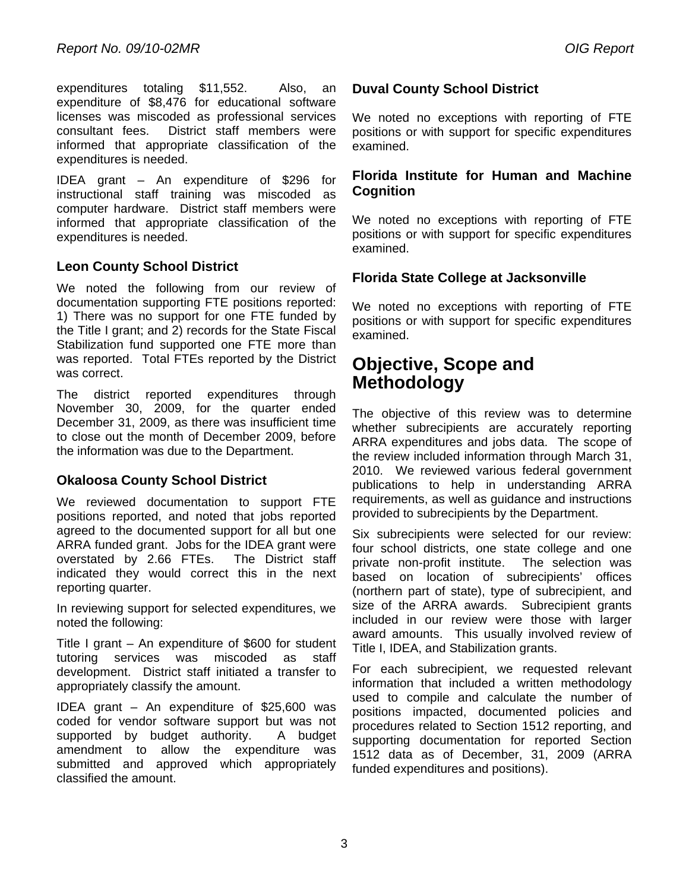expenditures totaling $11,552. Also, an expenditure of $8,476 for educational software licenses was miscoded as professional services consultant fees. District staff members were informed that appropriate classification of the expenditures is needed.

IDEA grant – An expenditure of $296 for instructional staff training was miscoded as computer hardware. District staff members were informed that appropriate classification of the expenditures is needed.

### Leon County School District

We noted the following from our review of documentation supporting FTE positions reported: 1) There was no support for one FTE funded by the Title I grant; and 2) records for the State Fiscal Stabilization fund supported one FTE more than was reported. Total FTEs reported by the District was correct.

The district reported expenditures through November 30, 2009, for the quarter ended December 31, 2009, as there was insufficient time to close out the month of December 2009, before the information was due to the Department.

### Okaloosa County School District

We reviewed documentation to support FTE positions reported, and noted that jobs reported agreed to the documented support for all but one ARRA funded grant. Jobs for the IDEA grant were overstated by 2.66 FTEs. The District staff indicated they would correct this in the next reporting quarter.

In reviewing support for selected expenditures, we noted the following:

Title I grant – An expenditure of $600 for student tutoring services was miscoded as staff development. District staff initiated a transfer to appropriately classify the amount.

IDEA grant – An expenditure of $25,600 was coded for vendor software support but was not supported by budget authority. A budget amendment to allow the expenditure was submitted and approved which appropriately classified the amount.

### Duval County School District

We noted no exceptions with reporting of FTE positions or with support for specific expenditures examined.

### Florida Institute for Human and Machine Cognition

We noted no exceptions with reporting of FTE positions or with support for specific expenditures examined.

### Florida State College at Jacksonville

We noted no exceptions with reporting of FTE positions or with support for specific expenditures examined.

## Objective, Scope and Methodology

The objective of this review was to determine whether subrecipients are accurately reporting ARRA expenditures and jobs data. The scope of the review included information through March 31, 2010. We reviewed various federal government publications to help in understanding ARRA requirements, as well as guidance and instructions provided to subrecipients by the Department.

Six subrecipients were selected for our review: four school districts, one state college and one private non-profit institute. The selection was based on location of subrecipients' offices (northern part of state), type of subrecipient, and size of the ARRA awards. Subrecipient grants included in our review were those with larger award amounts. This usually involved review of Title I, IDEA, and Stabilization grants.

For each subrecipient, we requested relevant information that included a written methodology used to compile and calculate the number of positions impacted, documented policies and procedures related to Section 1512 reporting, and supporting documentation for reported Section 1512 data as of December, 31, 2009 (ARRA funded expenditures and positions).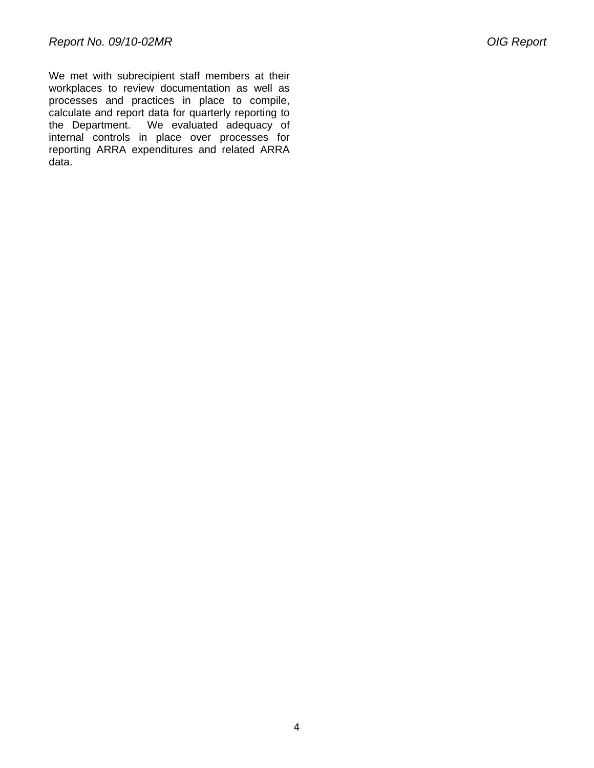We met with subrecipient staff members at their workplaces to review documentation as well as processes and practices in place to compile, calculate and report data for quarterly reporting to the Department. We evaluated adequacy of internal controls in place over processes for reporting ARRA expenditures and related ARRA data.